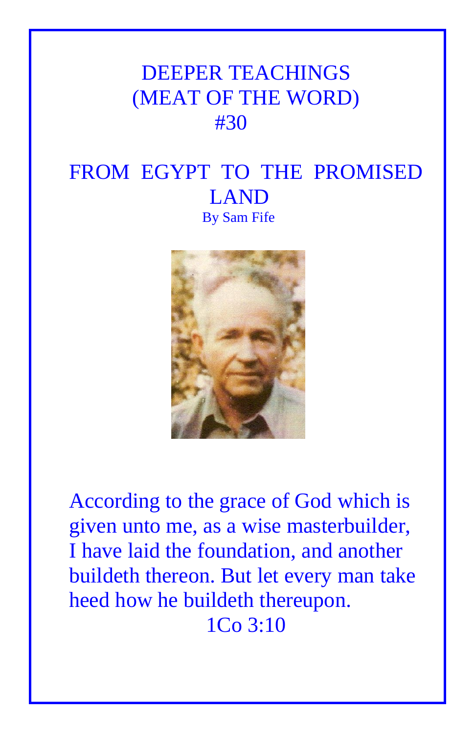# DEEPER TEACHINGS
# (MEAT OF THE WORD)
# #30

## FROM EGYPT TO THE PROMISED LAND

By Sam Fife

According to the grace of God which is given unto me, as a wise masterbuilder, I have laid the foundation, and another buildeth thereon. But let every man take heed how he buildeth thereupon.

1Co 3:10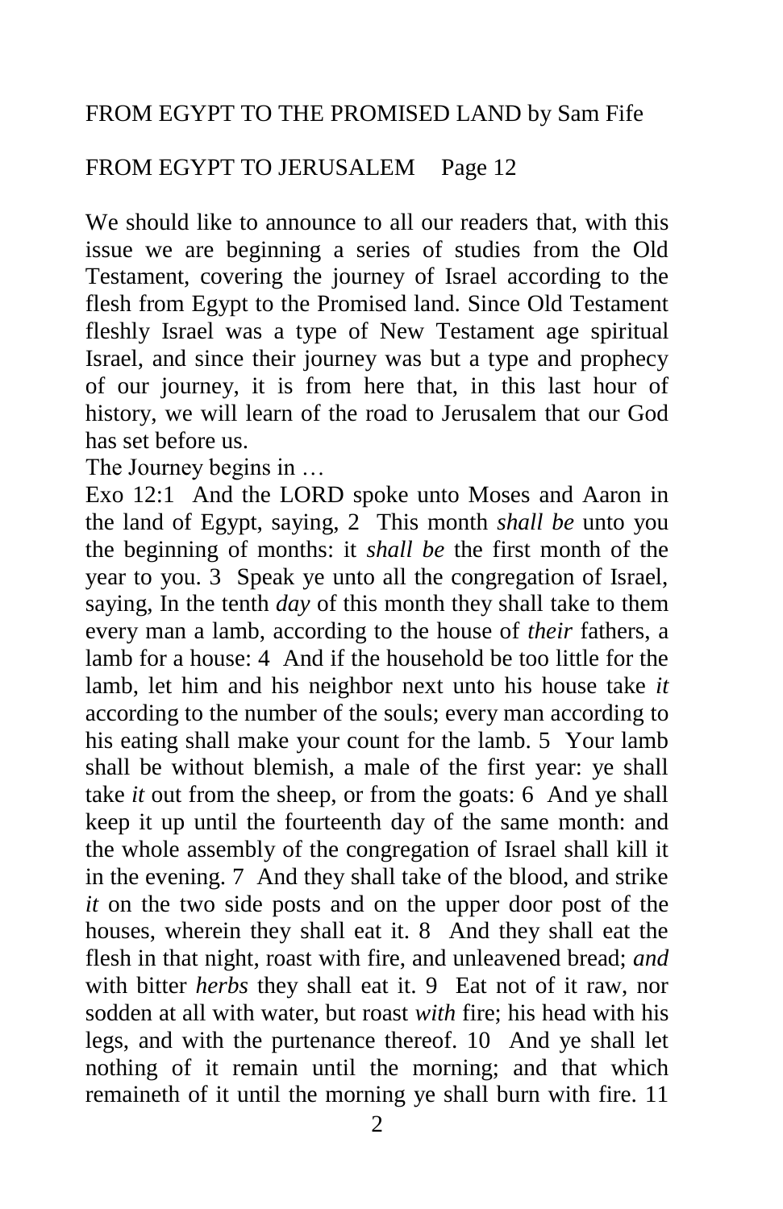FROM EGYPT TO THE PROMISED LAND by Sam Fife

FROM EGYPT TO JERUSALEM Page 12

We should like to announce to all our readers that, with this issue we are beginning a series of studies from the Old Testament, covering the journey of Israel according to the flesh from Egypt to the Promised land. Since Old Testament fleshly Israel was a type of New Testament age spiritual Israel, and since their journey was but a type and prophecy of our journey, it is from here that, in this last hour of history, we will learn of the road to Jerusalem that our God has set before us.

The Journey begins in …

Exo 12:1 And the LORD spoke unto Moses and Aaron in the land of Egypt, saying, 2 This month *shall be* unto you the beginning of months: it *shall be* the first month of the year to you. 3 Speak ye unto all the congregation of Israel, saying, In the tenth *day* of this month they shall take to them every man a lamb, according to the house of *their* fathers, a lamb for a house: 4 And if the household be too little for the lamb, let him and his neighbor next unto his house take *it* according to the number of the souls; every man according to his eating shall make your count for the lamb. 5 Your lamb shall be without blemish, a male of the first year: ye shall take *it* out from the sheep, or from the goats: 6 And ye shall keep it up until the fourteenth day of the same month: and the whole assembly of the congregation of Israel shall kill it in the evening. 7 And they shall take of the blood, and strike *it* on the two side posts and on the upper door post of the houses, wherein they shall eat it. 8 And they shall eat the flesh in that night, roast with fire, and unleavened bread; *and* with bitter *herbs* they shall eat it. 9 Eat not of it raw, nor sodden at all with water, but roast *with* fire; his head with his legs, and with the purtenance thereof. 10 And ye shall let nothing of it remain until the morning; and that which remaineth of it until the morning ye shall burn with fire. 11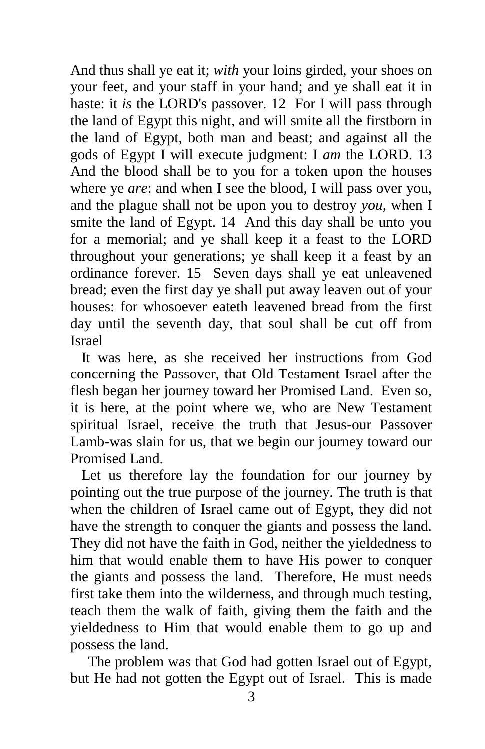And thus shall ye eat it; *with* your loins girded, your shoes on your feet, and your staff in your hand; and ye shall eat it in haste: it *is* the LORD's passover. 12 For I will pass through the land of Egypt this night, and will smite all the firstborn in the land of Egypt, both man and beast; and against all the gods of Egypt I will execute judgment: I *am* the LORD. 13 And the blood shall be to you for a token upon the houses where ye *are*: and when I see the blood, I will pass over you, and the plague shall not be upon you to destroy *you*, when I smite the land of Egypt. 14 And this day shall be unto you for a memorial; and ye shall keep it a feast to the LORD throughout your generations; ye shall keep it a feast by an ordinance forever. 15 Seven days shall ye eat unleavened bread; even the first day ye shall put away leaven out of your houses: for whosoever eateth leavened bread from the first day until the seventh day, that soul shall be cut off from Israel

It was here, as she received her instructions from God concerning the Passover, that Old Testament Israel after the flesh began her journey toward her Promised Land. Even so, it is here, at the point where we, who are New Testament spiritual Israel, receive the truth that Jesus-our Passover Lamb-was slain for us, that we begin our journey toward our Promised Land.

Let us therefore lay the foundation for our journey by pointing out the true purpose of the journey. The truth is that when the children of Israel came out of Egypt, they did not have the strength to conquer the giants and possess the land. They did not have the faith in God, neither the yieldedness to him that would enable them to have His power to conquer the giants and possess the land. Therefore, He must needs first take them into the wilderness, and through much testing, teach them the walk of faith, giving them the faith and the yieldedness to Him that would enable them to go up and possess the land.

The problem was that God had gotten Israel out of Egypt, but He had not gotten the Egypt out of Israel. This is made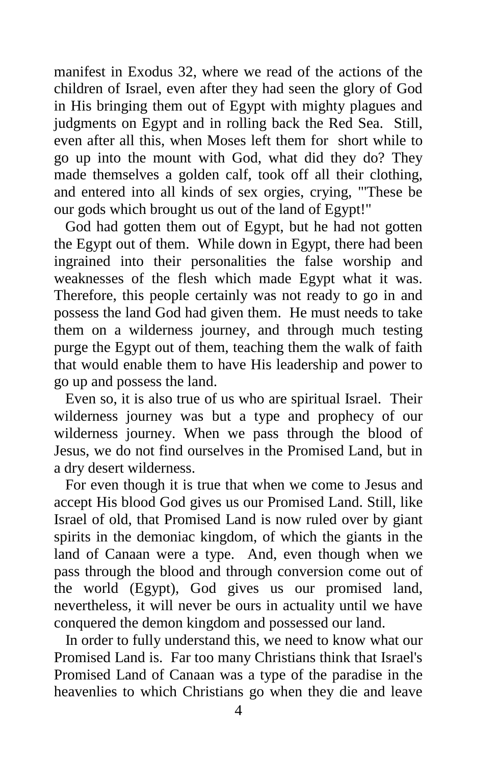manifest in Exodus 32, where we read of the actions of the children of Israel, even after they had seen the glory of God in His bringing them out of Egypt with mighty plagues and judgments on Egypt and in rolling back the Red Sea. Still, even after all this, when Moses left them for short while to go up into the mount with God, what did they do? They made themselves a golden calf, took off all their clothing, and entered into all kinds of sex orgies, crying, "'These be our gods which brought us out of the land of Egypt!"

God had gotten them out of Egypt, but he had not gotten the Egypt out of them. While down in Egypt, there had been ingrained into their personalities the false worship and weaknesses of the flesh which made Egypt what it was. Therefore, this people certainly was not ready to go in and possess the land God had given them. He must needs to take them on a wilderness journey, and through much testing purge the Egypt out of them, teaching them the walk of faith that would enable them to have His leadership and power to go up and possess the land.

Even so, it is also true of us who are spiritual Israel. Their wilderness journey was but a type and prophecy of our wilderness journey. When we pass through the blood of Jesus, we do not find ourselves in the Promised Land, but in a dry desert wilderness.

For even though it is true that when we come to Jesus and accept His blood God gives us our Promised Land. Still, like Israel of old, that Promised Land is now ruled over by giant spirits in the demoniac kingdom, of which the giants in the land of Canaan were a type. And, even though when we pass through the blood and through conversion come out of the world (Egypt), God gives us our promised land, nevertheless, it will never be ours in actuality until we have conquered the demon kingdom and possessed our land.

In order to fully understand this, we need to know what our Promised Land is. Far too many Christians think that Israel's Promised Land of Canaan was a type of the paradise in the heavenlies to which Christians go when they die and leave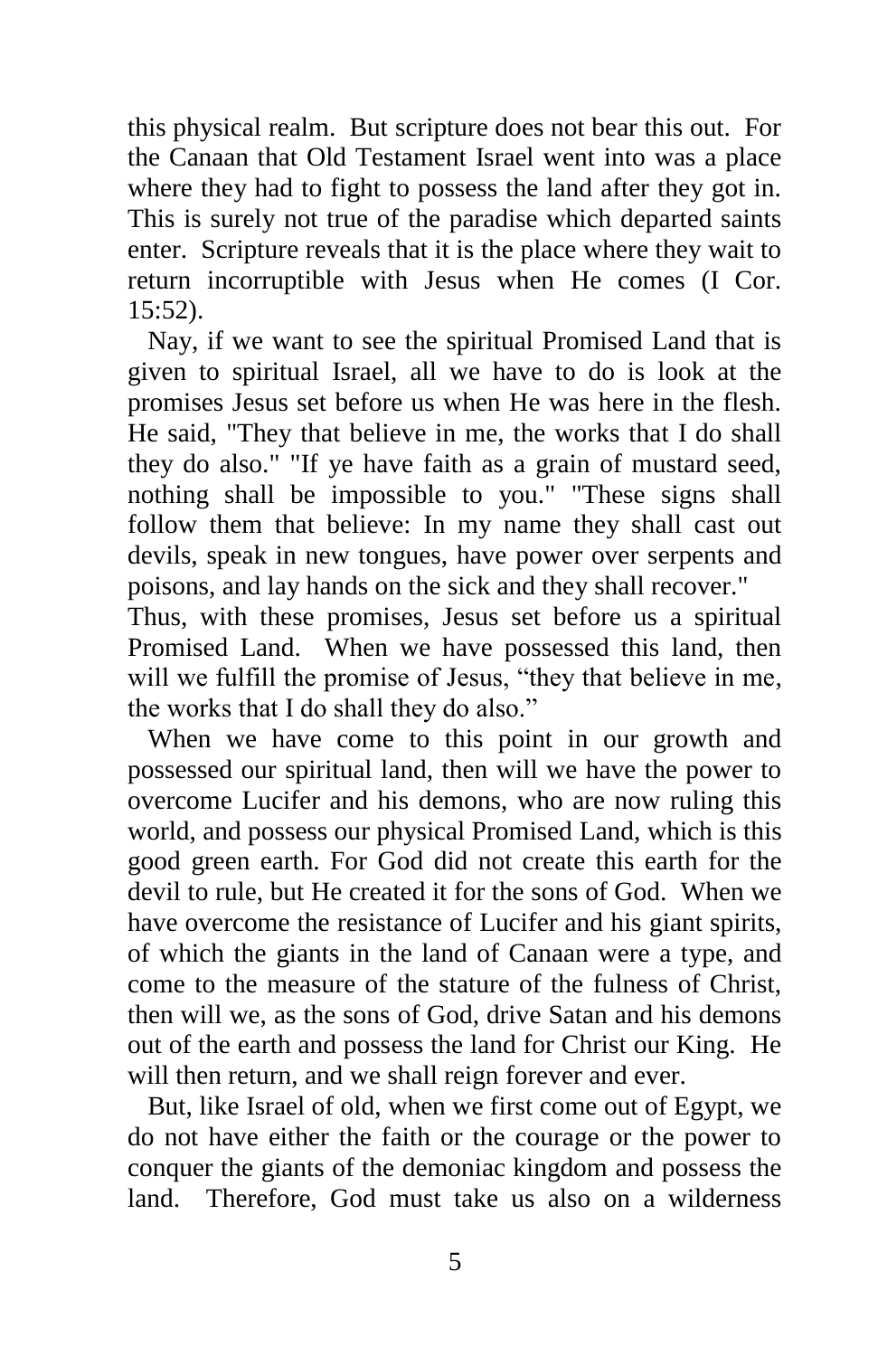this physical realm. But scripture does not bear this out. For the Canaan that Old Testament Israel went into was a place where they had to fight to possess the land after they got in. This is surely not true of the paradise which departed saints enter. Scripture reveals that it is the place where they wait to return incorruptible with Jesus when He comes (I Cor. 15:52).

Nay, if we want to see the spiritual Promised Land that is given to spiritual Israel, all we have to do is look at the promises Jesus set before us when He was here in the flesh. He said, "They that believe in me, the works that I do shall they do also." "If ye have faith as a grain of mustard seed, nothing shall be impossible to you." "These signs shall follow them that believe: In my name they shall cast out devils, speak in new tongues, have power over serpents and poisons, and lay hands on the sick and they shall recover." Thus, with these promises, Jesus set before us a spiritual Promised Land. When we have possessed this land, then will we fulfill the promise of Jesus, "they that believe in me, the works that I do shall they do also."

When we have come to this point in our growth and possessed our spiritual land, then will we have the power to overcome Lucifer and his demons, who are now ruling this world, and possess our physical Promised Land, which is this good green earth. For God did not create this earth for the devil to rule, but He created it for the sons of God. When we have overcome the resistance of Lucifer and his giant spirits, of which the giants in the land of Canaan were a type, and come to the measure of the stature of the fulness of Christ, then will we, as the sons of God, drive Satan and his demons out of the earth and possess the land for Christ our King. He will then return, and we shall reign forever and ever.

But, like Israel of old, when we first come out of Egypt, we do not have either the faith or the courage or the power to conquer the giants of the demoniac kingdom and possess the land. Therefore, God must take us also on a wilderness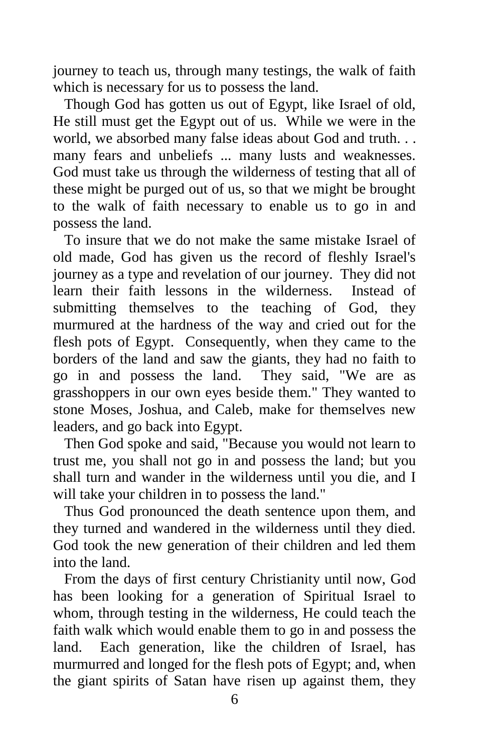journey to teach us, through many testings, the walk of faith which is necessary for us to possess the land.

Though God has gotten us out of Egypt, like Israel of old, He still must get the Egypt out of us. While we were in the world, we absorbed many false ideas about God and truth. . . many fears and unbeliefs ... many lusts and weaknesses. God must take us through the wilderness of testing that all of these might be purged out of us, so that we might be brought to the walk of faith necessary to enable us to go in and possess the land.

To insure that we do not make the same mistake Israel of old made, God has given us the record of fleshly Israel's journey as a type and revelation of our journey. They did not learn their faith lessons in the wilderness. Instead of submitting themselves to the teaching of God, they murmured at the hardness of the way and cried out for the flesh pots of Egypt. Consequently, when they came to the borders of the land and saw the giants, they had no faith to go in and possess the land. They said, "We are as grasshoppers in our own eyes beside them." They wanted to stone Moses, Joshua, and Caleb, make for themselves new leaders, and go back into Egypt.

Then God spoke and said, "Because you would not learn to trust me, you shall not go in and possess the land; but you shall turn and wander in the wilderness until you die, and I will take your children in to possess the land."

Thus God pronounced the death sentence upon them, and they turned and wandered in the wilderness until they died. God took the new generation of their children and led them into the land.

From the days of first century Christianity until now, God has been looking for a generation of Spiritual Israel to whom, through testing in the wilderness, He could teach the faith walk which would enable them to go in and possess the land. Each generation, like the children of Israel, has murmurred and longed for the flesh pots of Egypt; and, when the giant spirits of Satan have risen up against them, they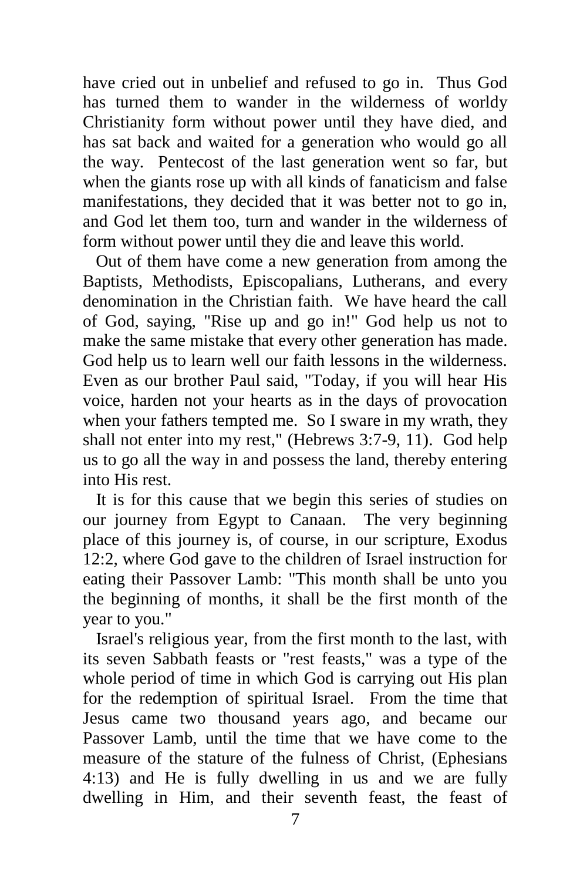have cried out in unbelief and refused to go in. Thus God has turned them to wander in the wilderness of worldy Christianity form without power until they have died, and has sat back and waited for a generation who would go all the way. Pentecost of the last generation went so far, but when the giants rose up with all kinds of fanaticism and false manifestations, they decided that it was better not to go in, and God let them too, turn and wander in the wilderness of form without power until they die and leave this world.

Out of them have come a new generation from among the Baptists, Methodists, Episcopalians, Lutherans, and every denomination in the Christian faith. We have heard the call of God, saying, "Rise up and go in!" God help us not to make the same mistake that every other generation has made. God help us to learn well our faith lessons in the wilderness. Even as our brother Paul said, "Today, if you will hear His voice, harden not your hearts as in the days of provocation when your fathers tempted me. So I sware in my wrath, they shall not enter into my rest," (Hebrews 3:7-9, 11). God help us to go all the way in and possess the land, thereby entering into His rest.

It is for this cause that we begin this series of studies on our journey from Egypt to Canaan. The very beginning place of this journey is, of course, in our scripture, Exodus 12:2, where God gave to the children of Israel instruction for eating their Passover Lamb: "This month shall be unto you the beginning of months, it shall be the first month of the year to you."

Israel's religious year, from the first month to the last, with its seven Sabbath feasts or "rest feasts," was a type of the whole period of time in which God is carrying out His plan for the redemption of spiritual Israel. From the time that Jesus came two thousand years ago, and became our Passover Lamb, until the time that we have come to the measure of the stature of the fulness of Christ, (Ephesians 4:13) and He is fully dwelling in us and we are fully dwelling in Him, and their seventh feast, the feast of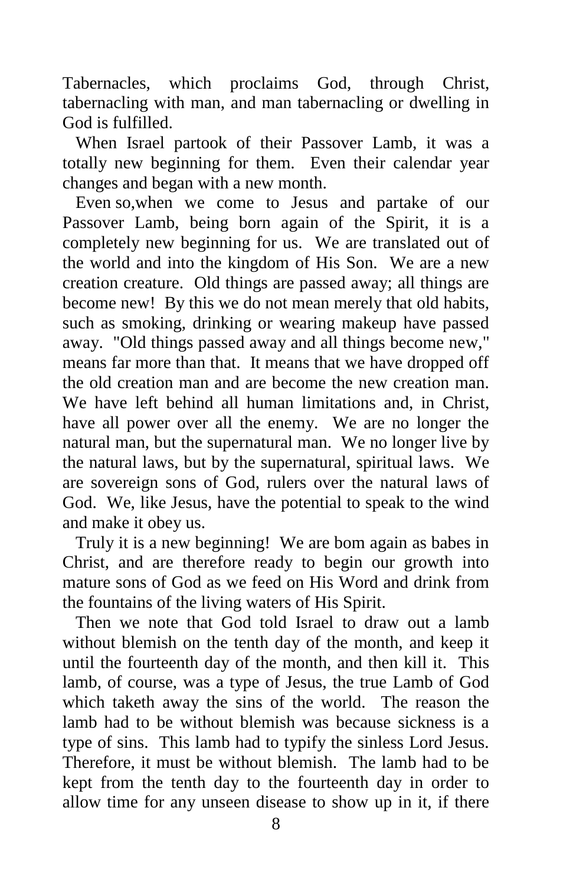Tabernacles, which proclaims God, through Christ, tabernacling with man, and man tabernacling or dwelling in God is fulfilled.

When Israel partook of their Passover Lamb, it was a totally new beginning for them. Even their calendar year changes and began with a new month.

Even so,when we come to Jesus and partake of our Passover Lamb, being born again of the Spirit, it is a completely new beginning for us. We are translated out of the world and into the kingdom of His Son. We are a new creation creature. Old things are passed away; all things are become new! By this we do not mean merely that old habits, such as smoking, drinking or wearing makeup have passed away. "Old things passed away and all things become new," means far more than that. It means that we have dropped off the old creation man and are become the new creation man. We have left behind all human limitations and, in Christ, have all power over all the enemy. We are no longer the natural man, but the supernatural man. We no longer live by the natural laws, but by the supernatural, spiritual laws. We are sovereign sons of God, rulers over the natural laws of God. We, like Jesus, have the potential to speak to the wind and make it obey us.

Truly it is a new beginning! We are bom again as babes in Christ, and are therefore ready to begin our growth into mature sons of God as we feed on His Word and drink from the fountains of the living waters of His Spirit.

Then we note that God told Israel to draw out a lamb without blemish on the tenth day of the month, and keep it until the fourteenth day of the month, and then kill it. This lamb, of course, was a type of Jesus, the true Lamb of God which taketh away the sins of the world. The reason the lamb had to be without blemish was because sickness is a type of sins. This lamb had to typify the sinless Lord Jesus. Therefore, it must be without blemish. The lamb had to be kept from the tenth day to the fourteenth day in order to allow time for any unseen disease to show up in it, if there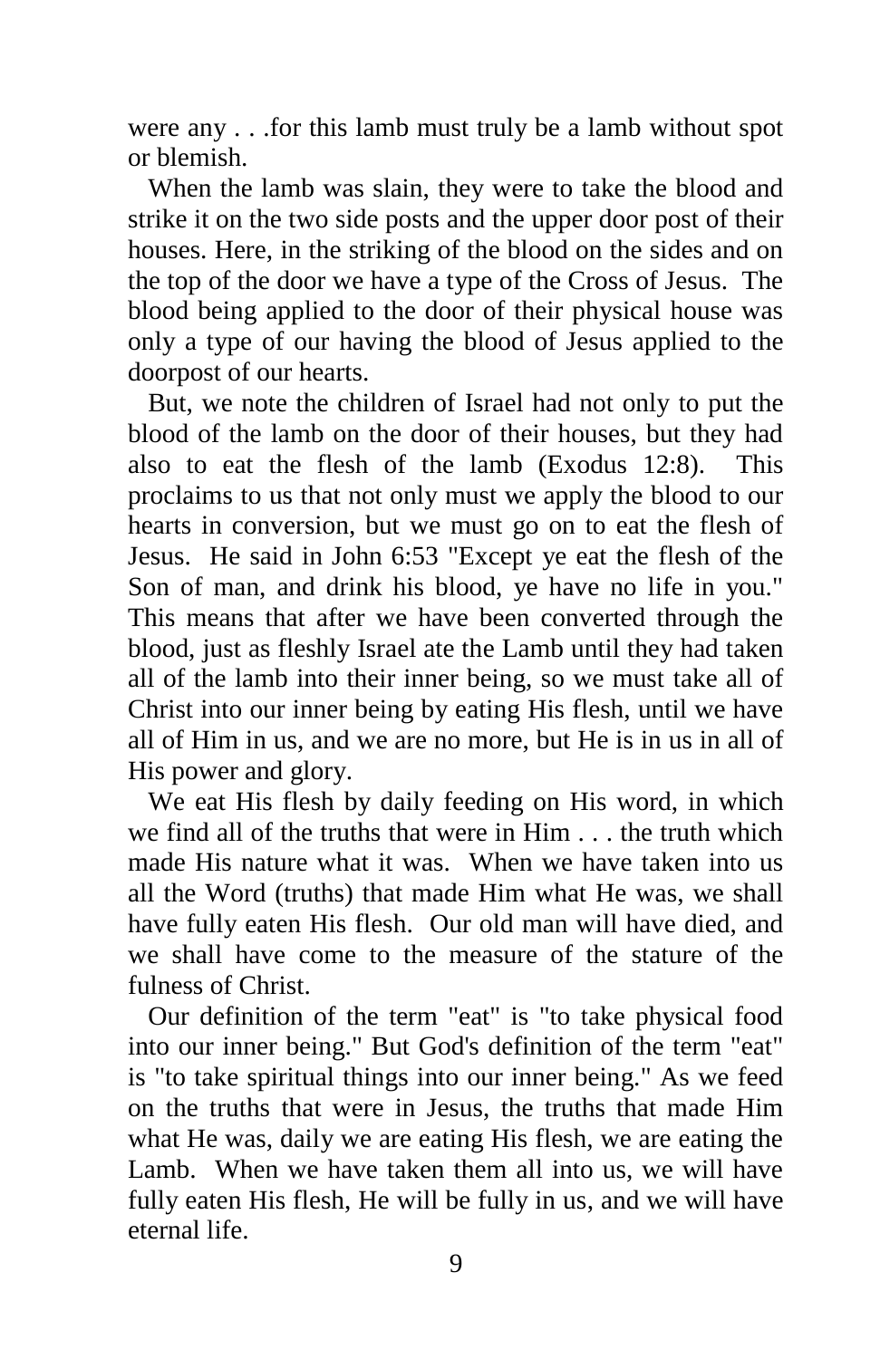were any . . .for this lamb must truly be a lamb without spot or blemish.

When the lamb was slain, they were to take the blood and strike it on the two side posts and the upper door post of their houses. Here, in the striking of the blood on the sides and on the top of the door we have a type of the Cross of Jesus. The blood being applied to the door of their physical house was only a type of our having the blood of Jesus applied to the doorpost of our hearts.

But, we note the children of Israel had not only to put the blood of the lamb on the door of their houses, but they had also to eat the flesh of the lamb (Exodus 12:8). This proclaims to us that not only must we apply the blood to our hearts in conversion, but we must go on to eat the flesh of Jesus. He said in John 6:53 "Except ye eat the flesh of the Son of man, and drink his blood, ye have no life in you." This means that after we have been converted through the blood, just as fleshly Israel ate the Lamb until they had taken all of the lamb into their inner being, so we must take all of Christ into our inner being by eating His flesh, until we have all of Him in us, and we are no more, but He is in us in all of His power and glory.

We eat His flesh by daily feeding on His word, in which we find all of the truths that were in Him . . . the truth which made His nature what it was. When we have taken into us all the Word (truths) that made Him what He was, we shall have fully eaten His flesh. Our old man will have died, and we shall have come to the measure of the stature of the fulness of Christ.

Our definition of the term "eat" is "to take physical food into our inner being." But God's definition of the term "eat" is "to take spiritual things into our inner being." As we feed on the truths that were in Jesus, the truths that made Him what He was, daily we are eating His flesh, we are eating the Lamb. When we have taken them all into us, we will have fully eaten His flesh, He will be fully in us, and we will have eternal life.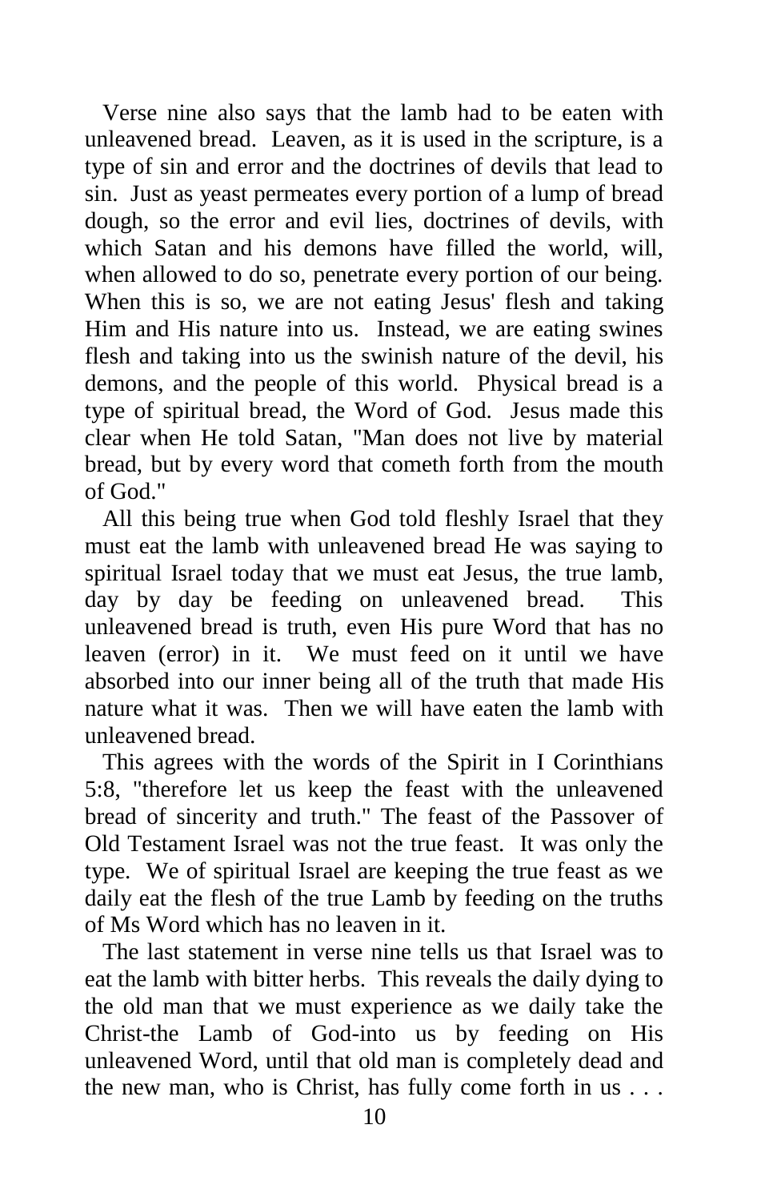Verse nine also says that the lamb had to be eaten with unleavened bread. Leaven, as it is used in the scripture, is a type of sin and error and the doctrines of devils that lead to sin. Just as yeast permeates every portion of a lump of bread dough, so the error and evil lies, doctrines of devils, with which Satan and his demons have filled the world, will, when allowed to do so, penetrate every portion of our being. When this is so, we are not eating Jesus' flesh and taking Him and His nature into us. Instead, we are eating swines flesh and taking into us the swinish nature of the devil, his demons, and the people of this world. Physical bread is a type of spiritual bread, the Word of God. Jesus made this clear when He told Satan, "Man does not live by material bread, but by every word that cometh forth from the mouth of God."

All this being true when God told fleshly Israel that they must eat the lamb with unleavened bread He was saying to spiritual Israel today that we must eat Jesus, the true lamb, day by day be feeding on unleavened bread. This unleavened bread is truth, even His pure Word that has no leaven (error) in it. We must feed on it until we have absorbed into our inner being all of the truth that made His nature what it was. Then we will have eaten the lamb with unleavened bread.

This agrees with the words of the Spirit in I Corinthians 5:8, "therefore let us keep the feast with the unleavened bread of sincerity and truth." The feast of the Passover of Old Testament Israel was not the true feast. It was only the type. We of spiritual Israel are keeping the true feast as we daily eat the flesh of the true Lamb by feeding on the truths of Ms Word which has no leaven in it.

The last statement in verse nine tells us that Israel was to eat the lamb with bitter herbs. This reveals the daily dying to the old man that we must experience as we daily take the Christ-the Lamb of God-into us by feeding on His unleavened Word, until that old man is completely dead and the new man, who is Christ, has fully come forth in us . . .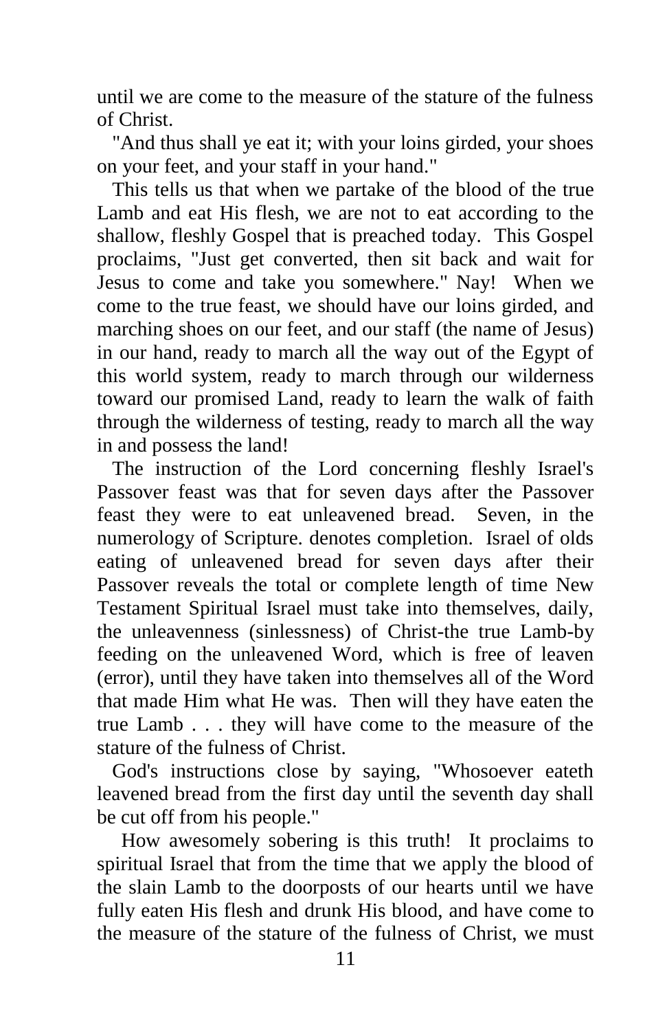until we are come to the measure of the stature of the fulness of Christ.

"And thus shall ye eat it; with your loins girded, your shoes on your feet, and your staff in your hand."

This tells us that when we partake of the blood of the true Lamb and eat His flesh, we are not to eat according to the shallow, fleshly Gospel that is preached today. This Gospel proclaims, "Just get converted, then sit back and wait for Jesus to come and take you somewhere." Nay! When we come to the true feast, we should have our loins girded, and marching shoes on our feet, and our staff (the name of Jesus) in our hand, ready to march all the way out of the Egypt of this world system, ready to march through our wilderness toward our promised Land, ready to learn the walk of faith through the wilderness of testing, ready to march all the way in and possess the land!

The instruction of the Lord concerning fleshly Israel's Passover feast was that for seven days after the Passover feast they were to eat unleavened bread. Seven, in the numerology of Scripture. denotes completion. Israel of olds eating of unleavened bread for seven days after their Passover reveals the total or complete length of time New Testament Spiritual Israel must take into themselves, daily, the unleavenness (sinlessness) of Christ-the true Lamb-by feeding on the unleavened Word, which is free of leaven (error), until they have taken into themselves all of the Word that made Him what He was. Then will they have eaten the true Lamb . . . they will have come to the measure of the stature of the fulness of Christ.

God's instructions close by saying, "Whosoever eateth leavened bread from the first day until the seventh day shall be cut off from his people."

How awesomely sobering is this truth! It proclaims to spiritual Israel that from the time that we apply the blood of the slain Lamb to the doorposts of our hearts until we have fully eaten His flesh and drunk His blood, and have come to the measure of the stature of the fulness of Christ, we must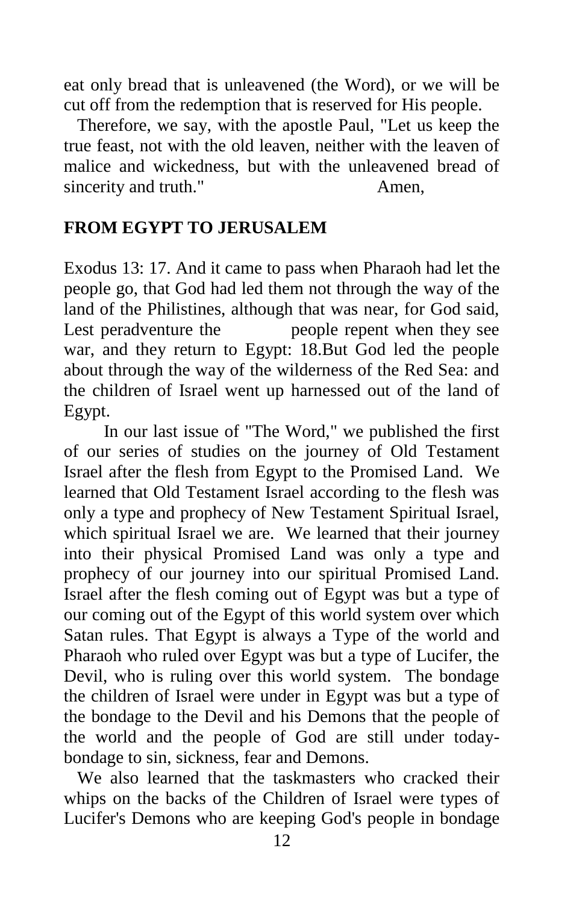eat only bread that is unleavened (the Word), or we will be cut off from the redemption that is reserved for His people.

Therefore, we say, with the apostle Paul, "Let us keep the true feast, not with the old leaven, neither with the leaven of malice and wickedness, but with the unleavened bread of sincerity and truth." Amen,

**FROM EGYPT TO JERUSALEM**

Exodus 13: 17. And it came to pass when Pharaoh had let the people go, that God had led them not through the way of the land of the Philistines, although that was near, for God said, Lest peradventure the people repent when they see war, and they return to Egypt: 18.But God led the people about through the way of the wilderness of the Red Sea: and the children of Israel went up harnessed out of the land of Egypt.

In our last issue of "The Word," we published the first of our series of studies on the journey of Old Testament Israel after the flesh from Egypt to the Promised Land. We learned that Old Testament Israel according to the flesh was only a type and prophecy of New Testament Spiritual Israel, which spiritual Israel we are. We learned that their journey into their physical Promised Land was only a type and prophecy of our journey into our spiritual Promised Land. Israel after the flesh coming out of Egypt was but a type of our coming out of the Egypt of this world system over which Satan rules. That Egypt is always a Type of the world and Pharaoh who ruled over Egypt was but a type of Lucifer, the Devil, who is ruling over this world system. The bondage the children of Israel were under in Egypt was but a type of the bondage to the Devil and his Demons that the people of the world and the people of God are still under today- bondage to sin, sickness, fear and Demons.

We also learned that the taskmasters who cracked their whips on the backs of the Children of Israel were types of Lucifer's Demons who are keeping God's people in bondage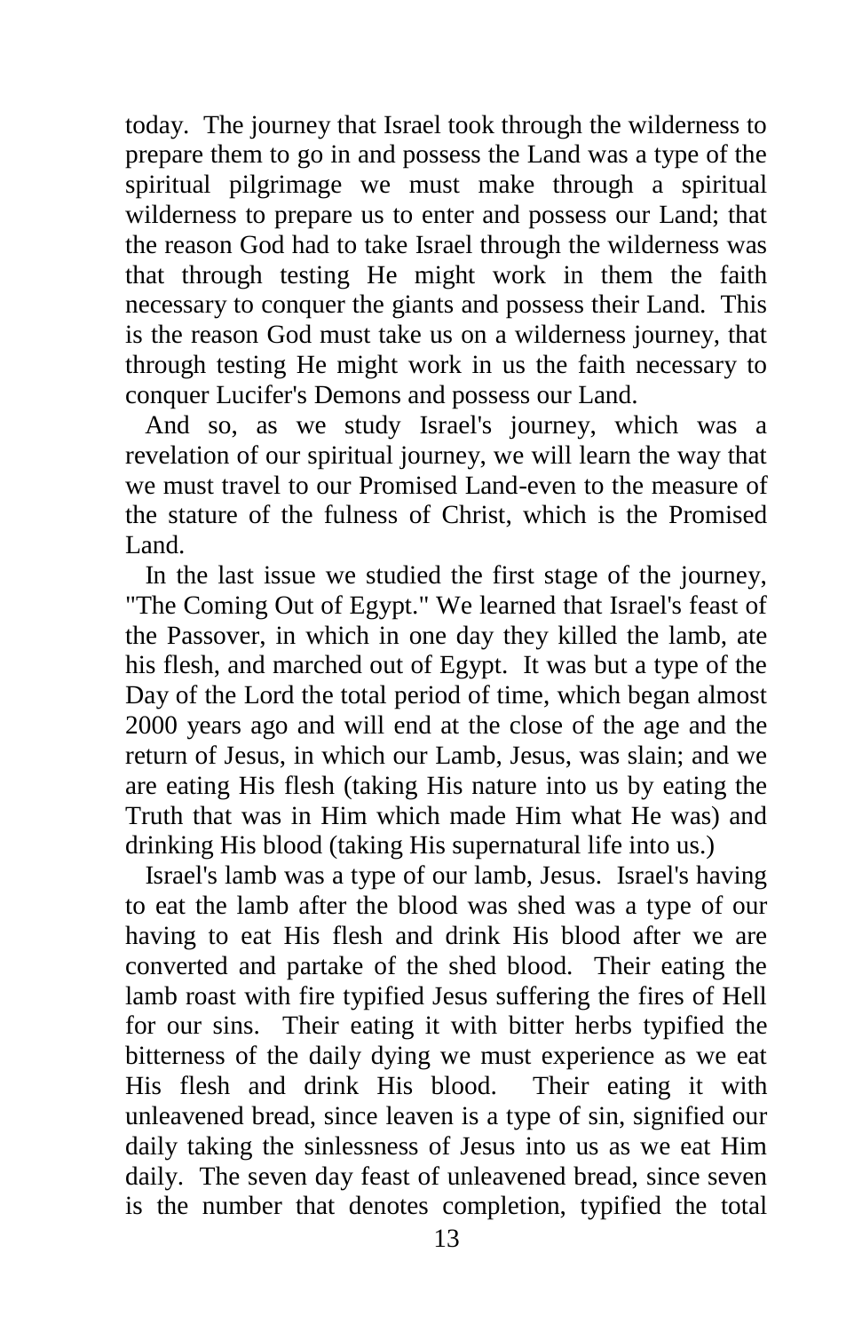today. The journey that Israel took through the wilderness to prepare them to go in and possess the Land was a type of the spiritual pilgrimage we must make through a spiritual wilderness to prepare us to enter and possess our Land; that the reason God had to take Israel through the wilderness was that through testing He might work in them the faith necessary to conquer the giants and possess their Land. This is the reason God must take us on a wilderness journey, that through testing He might work in us the faith necessary to conquer Lucifer's Demons and possess our Land.

And so, as we study Israel's journey, which was a revelation of our spiritual journey, we will learn the way that we must travel to our Promised Land-even to the measure of the stature of the fulness of Christ, which is the Promised Land.

In the last issue we studied the first stage of the journey, "The Coming Out of Egypt." We learned that Israel's feast of the Passover, in which in one day they killed the lamb, ate his flesh, and marched out of Egypt. It was but a type of the Day of the Lord the total period of time, which began almost 2000 years ago and will end at the close of the age and the return of Jesus, in which our Lamb, Jesus, was slain; and we are eating His flesh (taking His nature into us by eating the Truth that was in Him which made Him what He was) and drinking His blood (taking His supernatural life into us.)

Israel's lamb was a type of our lamb, Jesus. Israel's having to eat the lamb after the blood was shed was a type of our having to eat His flesh and drink His blood after we are converted and partake of the shed blood. Their eating the lamb roast with fire typified Jesus suffering the fires of Hell for our sins. Their eating it with bitter herbs typified the bitterness of the daily dying we must experience as we eat His flesh and drink His blood. Their eating it with unleavened bread, since leaven is a type of sin, signified our daily taking the sinlessness of Jesus into us as we eat Him daily. The seven day feast of unleavened bread, since seven is the number that denotes completion, typified the total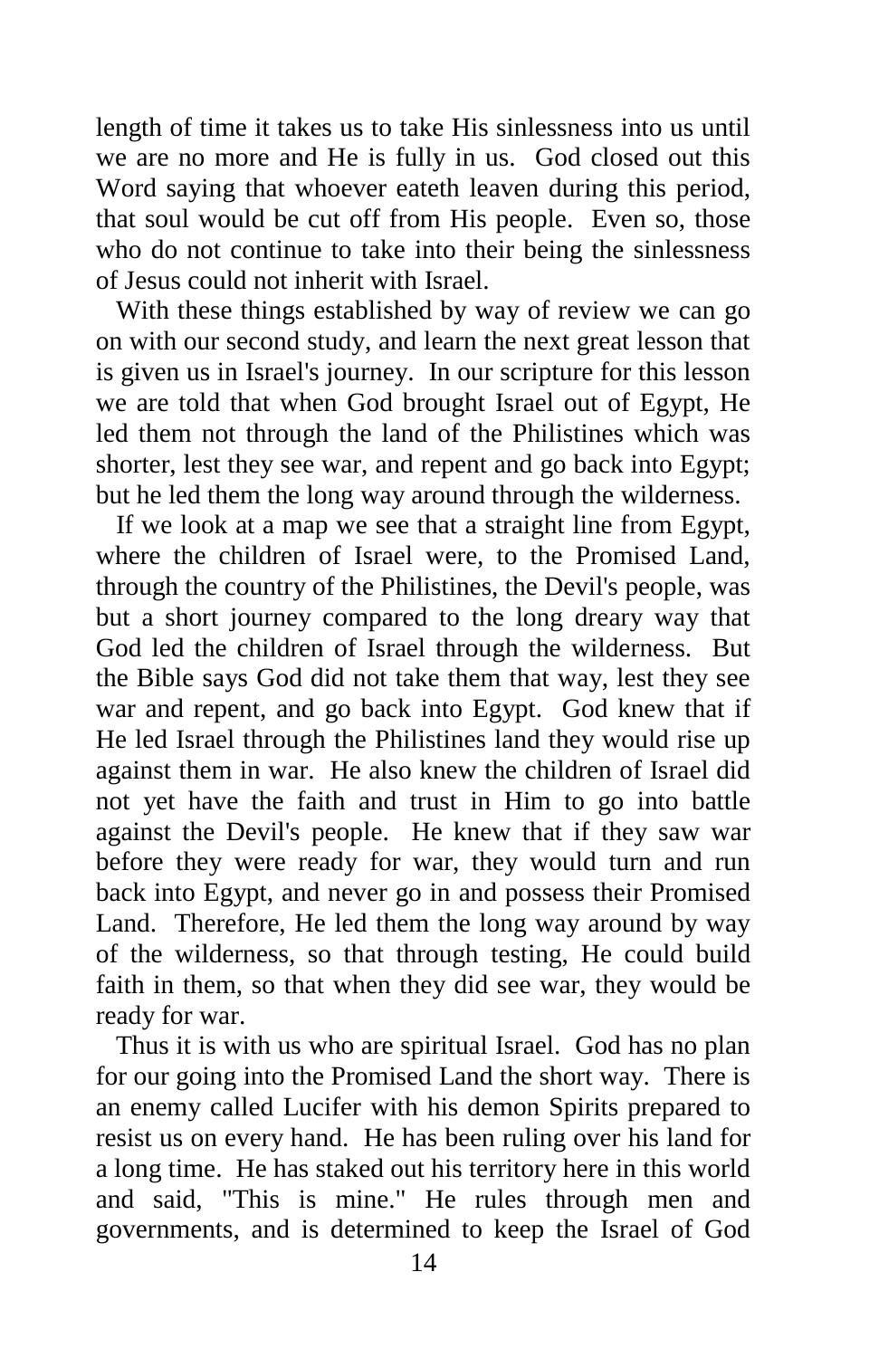length of time it takes us to take His sinlessness into us until we are no more and He is fully in us. God closed out this Word saying that whoever eateth leaven during this period, that soul would be cut off from His people. Even so, those who do not continue to take into their being the sinlessness of Jesus could not inherit with Israel.

With these things established by way of review we can go on with our second study, and learn the next great lesson that is given us in Israel's journey. In our scripture for this lesson we are told that when God brought Israel out of Egypt, He led them not through the land of the Philistines which was shorter, lest they see war, and repent and go back into Egypt; but he led them the long way around through the wilderness.

If we look at a map we see that a straight line from Egypt, where the children of Israel were, to the Promised Land, through the country of the Philistines, the Devil's people, was but a short journey compared to the long dreary way that God led the children of Israel through the wilderness. But the Bible says God did not take them that way, lest they see war and repent, and go back into Egypt. God knew that if He led Israel through the Philistines land they would rise up against them in war. He also knew the children of Israel did not yet have the faith and trust in Him to go into battle against the Devil's people. He knew that if they saw war before they were ready for war, they would turn and run back into Egypt, and never go in and possess their Promised Land. Therefore, He led them the long way around by way of the wilderness, so that through testing, He could build faith in them, so that when they did see war, they would be ready for war.

Thus it is with us who are spiritual Israel. God has no plan for our going into the Promised Land the short way. There is an enemy called Lucifer with his demon Spirits prepared to resist us on every hand. He has been ruling over his land for a long time. He has staked out his territory here in this world and said, "This is mine." He rules through men and governments, and is determined to keep the Israel of God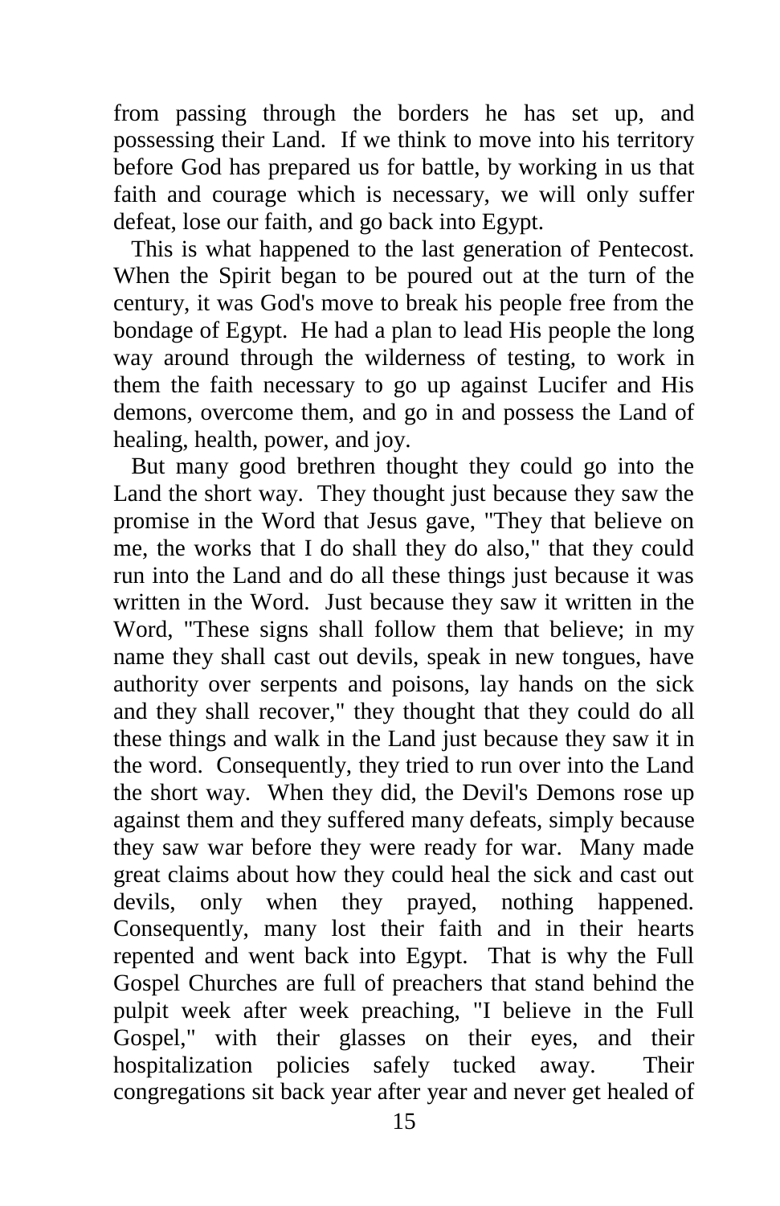from passing through the borders he has set up, and possessing their Land. If we think to move into his territory before God has prepared us for battle, by working in us that faith and courage which is necessary, we will only suffer defeat, lose our faith, and go back into Egypt.

This is what happened to the last generation of Pentecost. When the Spirit began to be poured out at the turn of the century, it was God's move to break his people free from the bondage of Egypt. He had a plan to lead His people the long way around through the wilderness of testing, to work in them the faith necessary to go up against Lucifer and His demons, overcome them, and go in and possess the Land of healing, health, power, and joy.

But many good brethren thought they could go into the Land the short way. They thought just because they saw the promise in the Word that Jesus gave, "They that believe on me, the works that I do shall they do also," that they could run into the Land and do all these things just because it was written in the Word. Just because they saw it written in the Word, "These signs shall follow them that believe; in my name they shall cast out devils, speak in new tongues, have authority over serpents and poisons, lay hands on the sick and they shall recover," they thought that they could do all these things and walk in the Land just because they saw it in the word. Consequently, they tried to run over into the Land the short way. When they did, the Devil's Demons rose up against them and they suffered many defeats, simply because they saw war before they were ready for war. Many made great claims about how they could heal the sick and cast out devils, only when they prayed, nothing happened. Consequently, many lost their faith and in their hearts repented and went back into Egypt. That is why the Full Gospel Churches are full of preachers that stand behind the pulpit week after week preaching, "I believe in the Full Gospel," with their glasses on their eyes, and their hospitalization policies safely tucked away. Their congregations sit back year after year and never get healed of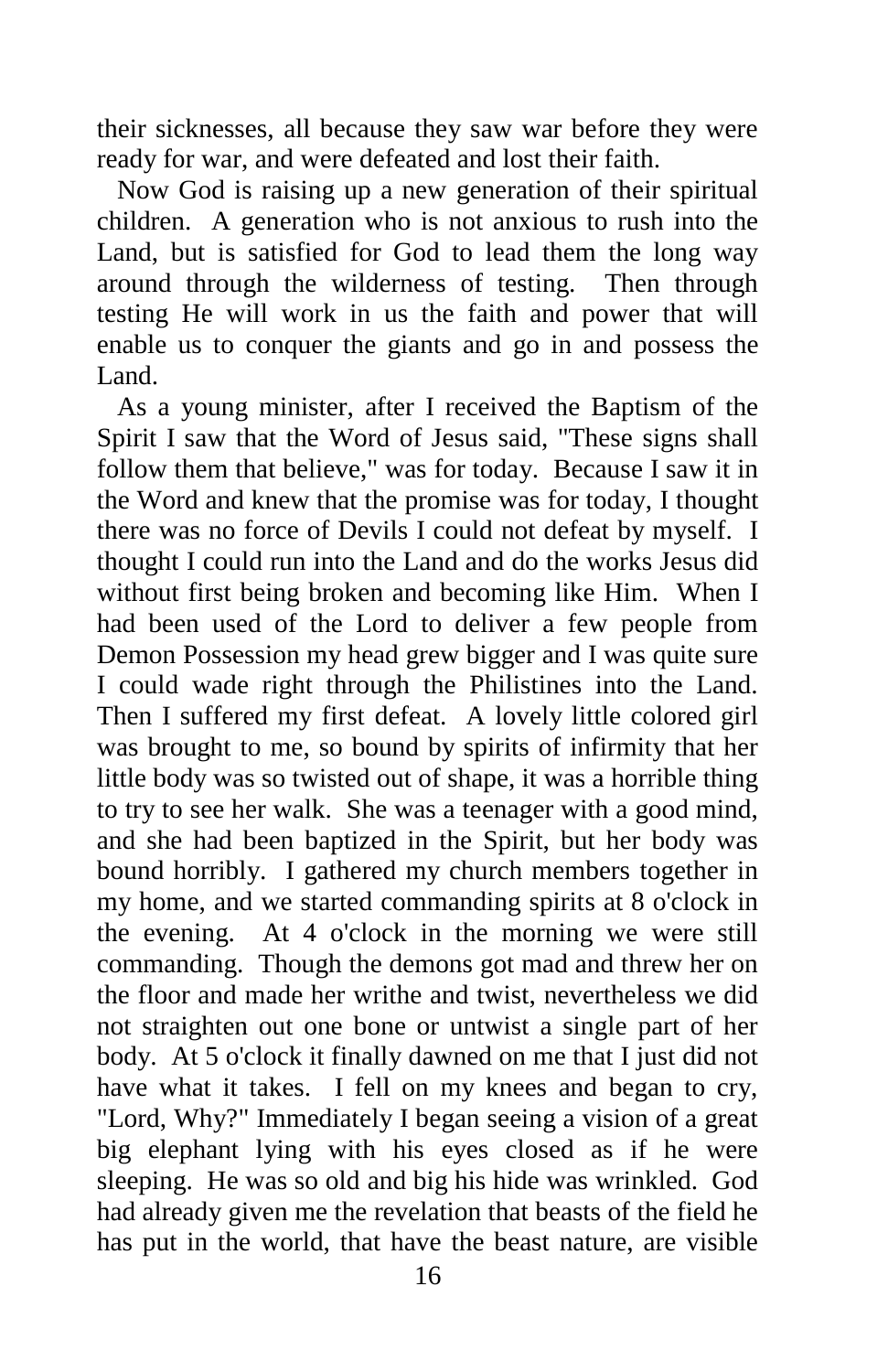their sicknesses, all because they saw war before they were ready for war, and were defeated and lost their faith.

Now God is raising up a new generation of their spiritual children. A generation who is not anxious to rush into the Land, but is satisfied for God to lead them the long way around through the wilderness of testing. Then through testing He will work in us the faith and power that will enable us to conquer the giants and go in and possess the Land.

As a young minister, after I received the Baptism of the Spirit I saw that the Word of Jesus said, "These signs shall follow them that believe," was for today. Because I saw it in the Word and knew that the promise was for today, I thought there was no force of Devils I could not defeat by myself. I thought I could run into the Land and do the works Jesus did without first being broken and becoming like Him. When I had been used of the Lord to deliver a few people from Demon Possession my head grew bigger and I was quite sure I could wade right through the Philistines into the Land. Then I suffered my first defeat. A lovely little colored girl was brought to me, so bound by spirits of infirmity that her little body was so twisted out of shape, it was a horrible thing to try to see her walk. She was a teenager with a good mind, and she had been baptized in the Spirit, but her body was bound horribly. I gathered my church members together in my home, and we started commanding spirits at 8 o'clock in the evening. At 4 o'clock in the morning we were still commanding. Though the demons got mad and threw her on the floor and made her writhe and twist, nevertheless we did not straighten out one bone or untwist a single part of her body. At 5 o'clock it finally dawned on me that I just did not have what it takes. I fell on my knees and began to cry, "Lord, Why?" Immediately I began seeing a vision of a great big elephant lying with his eyes closed as if he were sleeping. He was so old and big his hide was wrinkled. God had already given me the revelation that beasts of the field he has put in the world, that have the beast nature, are visible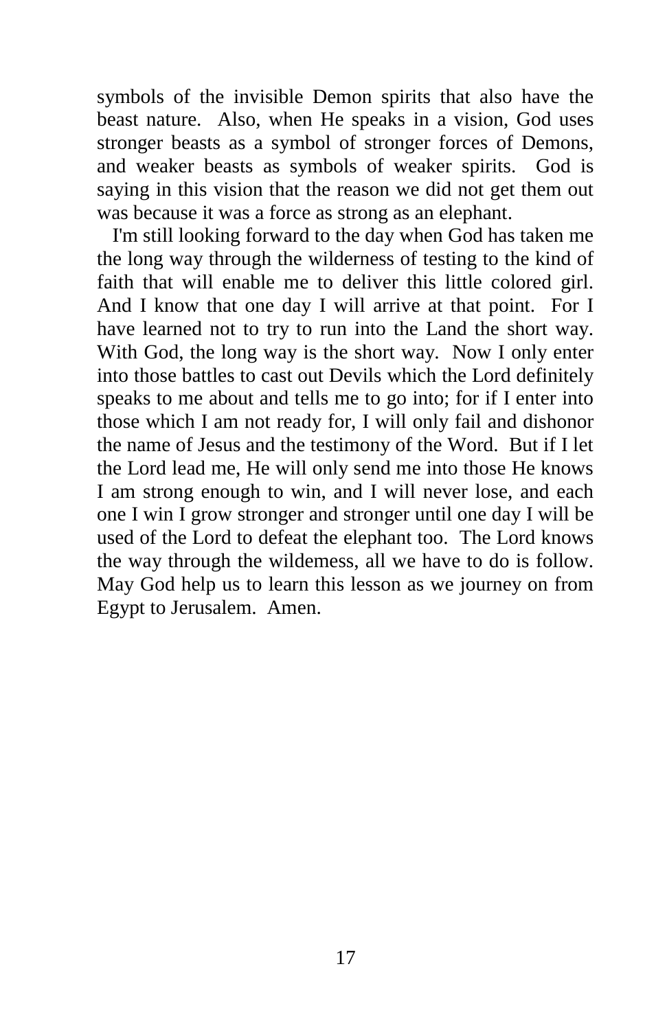symbols of the invisible Demon spirits that also have the beast nature. Also, when He speaks in a vision, God uses stronger beasts as a symbol of stronger forces of Demons, and weaker beasts as symbols of weaker spirits. God is saying in this vision that the reason we did not get them out was because it was a force as strong as an elephant.

I'm still looking forward to the day when God has taken me the long way through the wilderness of testing to the kind of faith that will enable me to deliver this little colored girl. And I know that one day I will arrive at that point. For I have learned not to try to run into the Land the short way. With God, the long way is the short way. Now I only enter into those battles to cast out Devils which the Lord definitely speaks to me about and tells me to go into; for if I enter into those which I am not ready for, I will only fail and dishonor the name of Jesus and the testimony of the Word. But if I let the Lord lead me, He will only send me into those He knows I am strong enough to win, and I will never lose, and each one I win I grow stronger and stronger until one day I will be used of the Lord to defeat the elephant too. The Lord knows the way through the wildemess, all we have to do is follow. May God help us to learn this lesson as we journey on from Egypt to Jerusalem. Amen.